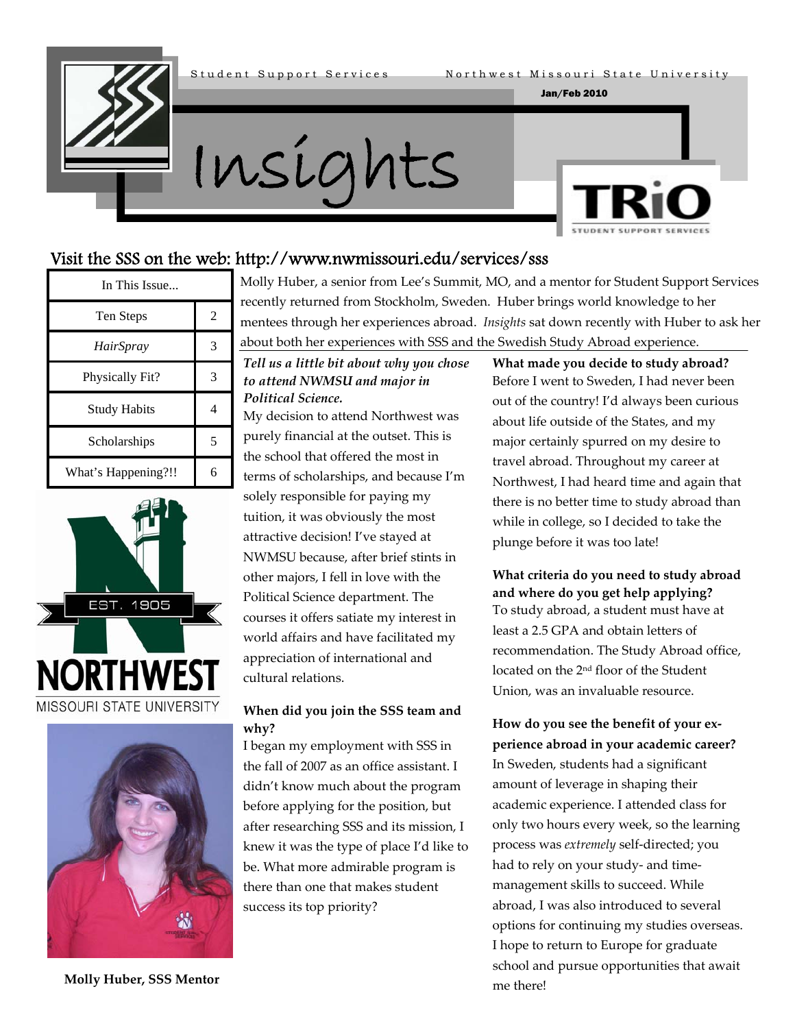Student Support Services — Northwest Missouri State University

Jan/Feb 2010

# Insights

TRiO Student Support Services

## Visit the SSS on the web: http://www.nwmissouri.edu/services/sss

| In This Issue... | |
|---|---|
| Ten Steps | 2 |
| *HairSpray* | 3 |
| Physically Fit? | 3 |
| Study Habits | 4 |
| Scholarships | 5 |
| What's Happening?!! | 6 |

Molly Huber, a senior from Lee's Summit, MO, and a mentor for Student Support Services recently returned from Stockholm, Sweden. Huber brings world knowledge to her mentees through her experiences abroad. *Insights* sat down recently with Huber to ask her about both her experiences with SSS and the Swedish Study Abroad experience.

***Tell us a little bit about why you chose to attend NWMSU and major in Political Science.***

My decision to attend Northwest was purely financial at the outset. This is the school that offered the most in terms of scholarships, and because I'm solely responsible for paying my tuition, it was obviously the most attractive decision! I've stayed at NWMSU because, after brief stints in other majors, I fell in love with the Political Science department. The courses it offers satiate my interest in world affairs and have facilitated my appreciation of international and cultural relations.

**When did you join the SSS team and why?**

I began my employment with SSS in the fall of 2007 as an office assistant. I didn't know much about the program before applying for the position, but after researching SSS and its mission, I knew it was the type of place I'd like to be. What more admirable program is there than one that makes student success its top priority?

**What made you decide to study abroad?**

Before I went to Sweden, I had never been out of the country! I'd always been curious about life outside of the States, and my major certainly spurred on my desire to travel abroad. Throughout my career at Northwest, I had heard time and again that there is no better time to study abroad than while in college, so I decided to take the plunge before it was too late!

**What criteria do you need to study abroad and where do you get help applying?**

To study abroad, a student must have at least a 2.5 GPA and obtain letters of recommendation. The Study Abroad office, located on the 2nd floor of the Student Union, was an invaluable resource.

**How do you see the benefit of your experience abroad in your academic career?**

In Sweden, students had a significant amount of leverage in shaping their academic experience. I attended class for only two hours every week, so the learning process was *extremely* self-directed; you had to rely on your study- and time-management skills to succeed. While abroad, I was also introduced to several options for continuing my studies overseas. I hope to return to Europe for graduate school and pursue opportunities that await me there!

**Molly Huber, SSS Mentor**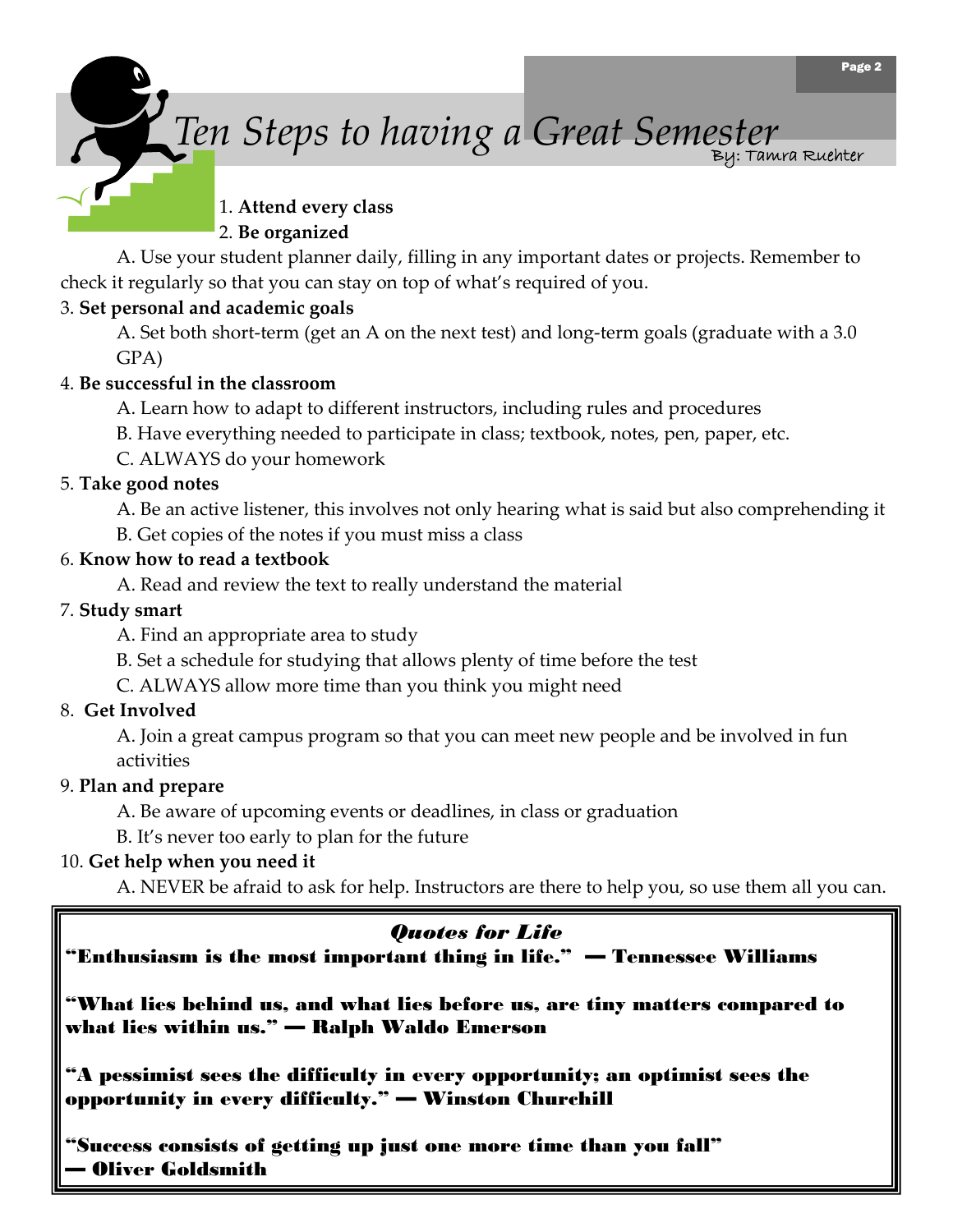# *Ten Steps to having a Great Semester*

By: Tamra Ruehter

1. **Attend every class**
2. **Be organized**
   - A. Use your student planner daily, filling in any important dates or projects. Remember to check it regularly so that you can stay on top of what's required of you.
3. **Set personal and academic goals**
   - A. Set both short-term (get an A on the next test) and long-term goals (graduate with a 3.0 GPA)
4. **Be successful in the classroom**
   - A. Learn how to adapt to different instructors, including rules and procedures
   - B. Have everything needed to participate in class; textbook, notes, pen, paper, etc.
   - C. ALWAYS do your homework
5. **Take good notes**
   - A. Be an active listener, this involves not only hearing what is said but also comprehending it
   - B. Get copies of the notes if you must miss a class
6. **Know how to read a textbook**
   - A. Read and review the text to really understand the material
7. **Study smart**
   - A. Find an appropriate area to study
   - B. Set a schedule for studying that allows plenty of time before the test
   - C. ALWAYS allow more time than you think you might need
8. **Get Involved**
   - A. Join a great campus program so that you can meet new people and be involved in fun activities
9. **Plan and prepare**
   - A. Be aware of upcoming events or deadlines, in class or graduation
   - B. It's never too early to plan for the future
10. **Get help when you need it**
    - A. NEVER be afraid to ask for help. Instructors are there to help you, so use them all you can.

### *Quotes for Life*

**"Enthusiasm is the most important thing in life." — Tennessee Williams**

**"What lies behind us, and what lies before us, are tiny matters compared to what lies within us." — Ralph Waldo Emerson**

**"A pessimist sees the difficulty in every opportunity; an optimist sees the opportunity in every difficulty." — Winston Churchill**

**"Success consists of getting up just one more time than you fall" — Oliver Goldsmith**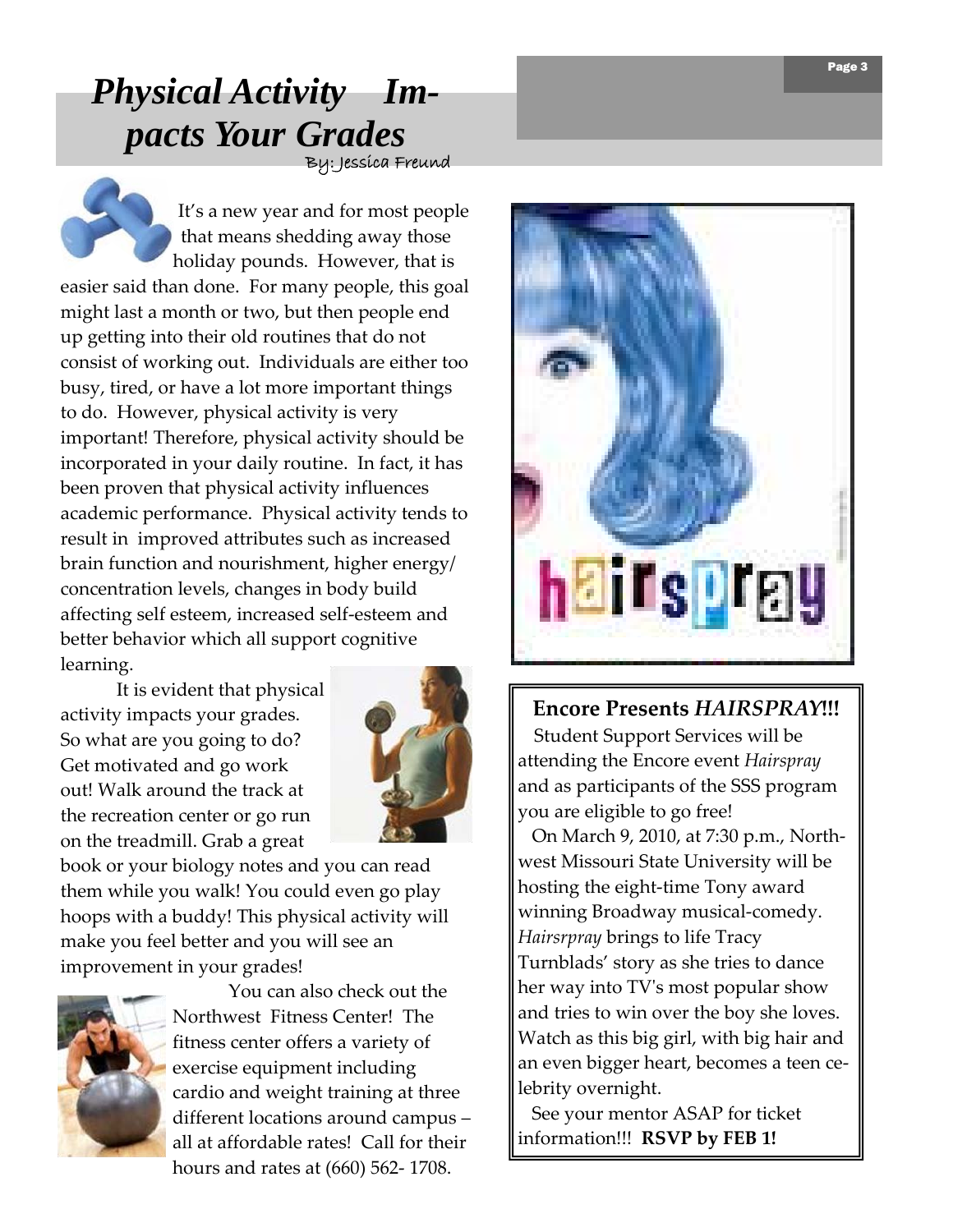# Physical Activity Impacts Your Grades

By: Jessica Freund

It's a new year and for most people that means shedding away those holiday pounds. However, that is easier said than done. For many people, this goal might last a month or two, but then people end up getting into their old routines that do not consist of working out. Individuals are either too busy, tired, or have a lot more important things to do. However, physical activity is very important! Therefore, physical activity should be incorporated in your daily routine. In fact, it has been proven that physical activity influences academic performance. Physical activity tends to result in improved attributes such as increased brain function and nourishment, higher energy/ concentration levels, changes in body build affecting self esteem, increased self-esteem and better behavior which all support cognitive learning.

It is evident that physical activity impacts your grades. So what are you going to do? Get motivated and go work out! Walk around the track at the recreation center or go run on the treadmill. Grab a great book or your biology notes and you can read them while you walk! You could even go play hoops with a buddy! This physical activity will make you feel better and you will see an improvement in your grades!

You can also check out the Northwest Fitness Center! The fitness center offers a variety of exercise equipment including cardio and weight training at three different locations around campus – all at affordable rates! Call for their hours and rates at (660) 562- 1708.

## Encore Presents *HAIRSPRAY*!!!

Student Support Services will be attending the Encore event *Hairspray* and as participants of the SSS program you are eligible to go free!

On March 9, 2010, at 7:30 p.m., Northwest Missouri State University will be hosting the eight-time Tony award winning Broadway musical-comedy. *Hairsrpray* brings to life Tracy Turnblads' story as she tries to dance her way into TV's most popular show and tries to win over the boy she loves. Watch as this big girl, with big hair and an even bigger heart, becomes a teen celebrity overnight.

See your mentor ASAP for ticket information!!! **RSVP by FEB 1!**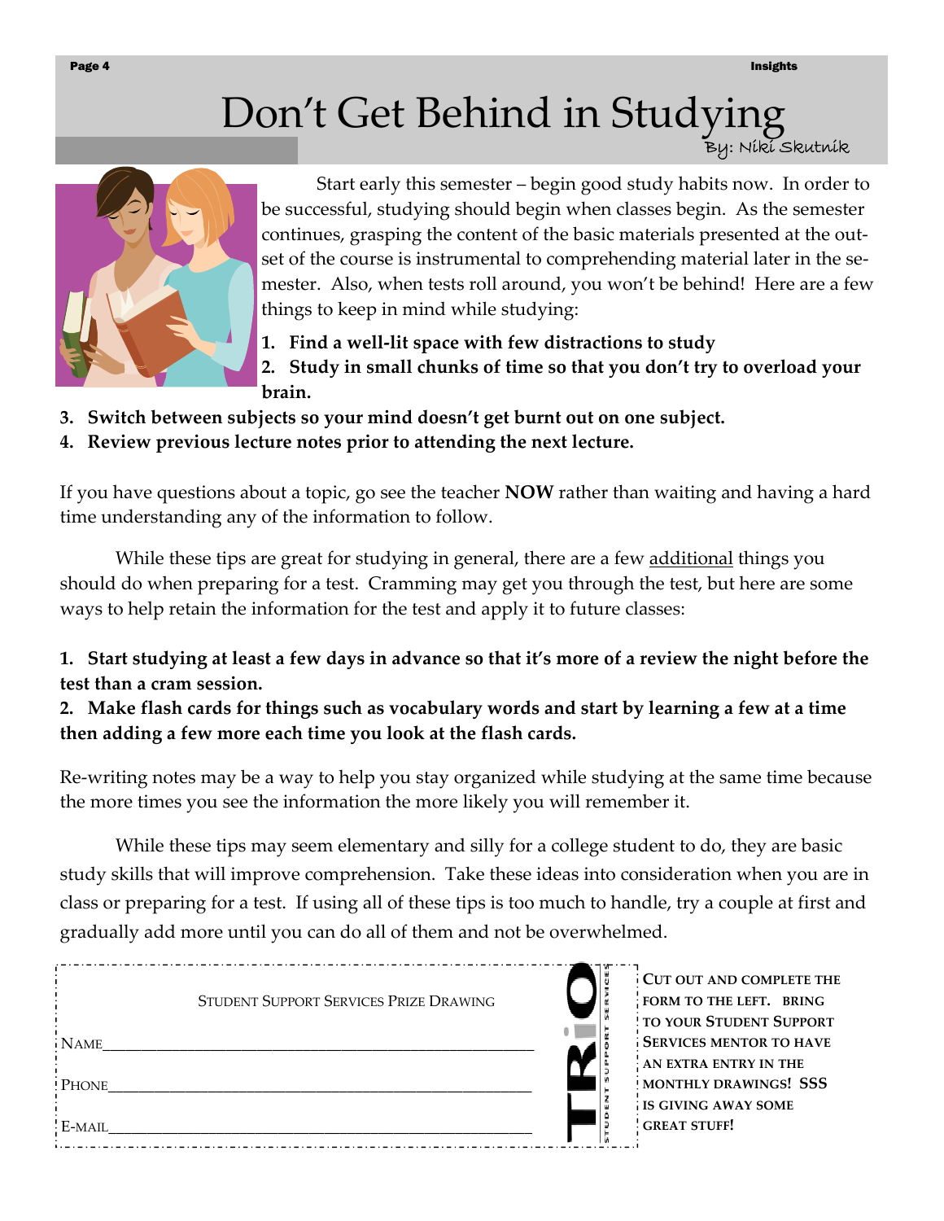# Don't Get Behind in Studying

By: Niki Skutnik

Start early this semester – begin good study habits now. In order to be successful, studying should begin when classes begin. As the semester continues, grasping the content of the basic materials presented at the outset of the course is instrumental to comprehending material later in the semester. Also, when tests roll around, you won't be behind! Here are a few things to keep in mind while studying:

1. **Find a well-lit space with few distractions to study**
2. **Study in small chunks of time so that you don't try to overload your brain.**
3. **Switch between subjects so your mind doesn't get burnt out on one subject.**
4. **Review previous lecture notes prior to attending the next lecture.**

If you have questions about a topic, go see the teacher **NOW** rather than waiting and having a hard time understanding any of the information to follow.

While these tips are great for studying in general, there are a few additional things you should do when preparing for a test. Cramming may get you through the test, but here are some ways to help retain the information for the test and apply it to future classes:

1. **Start studying at least a few days in advance so that it's more of a review the night before the test than a cram session.**
2. **Make flash cards for things such as vocabulary words and start by learning a few at a time then adding a few more each time you look at the flash cards.**

Re-writing notes may be a way to help you stay organized while studying at the same time because the more times you see the information the more likely you will remember it.

While these tips may seem elementary and silly for a college student to do, they are basic study skills that will improve comprehension. Take these ideas into consideration when you are in class or preparing for a test. If using all of these tips is too much to handle, try a couple at first and gradually add more until you can do all of them and not be overwhelmed.

---

STUDENT SUPPORT SERVICES PRIZE DRAWING

NAME_______________________________________________

PHONE______________________________________________

E-MAIL_____________________________________________

TRiO STUDENT SUPPORT SERVICES

**CUT OUT AND COMPLETE THE FORM TO THE LEFT. BRING TO YOUR STUDENT SUPPORT SERVICES MENTOR TO HAVE AN EXTRA ENTRY IN THE MONTHLY DRAWINGS! SSS IS GIVING AWAY SOME GREAT STUFF!**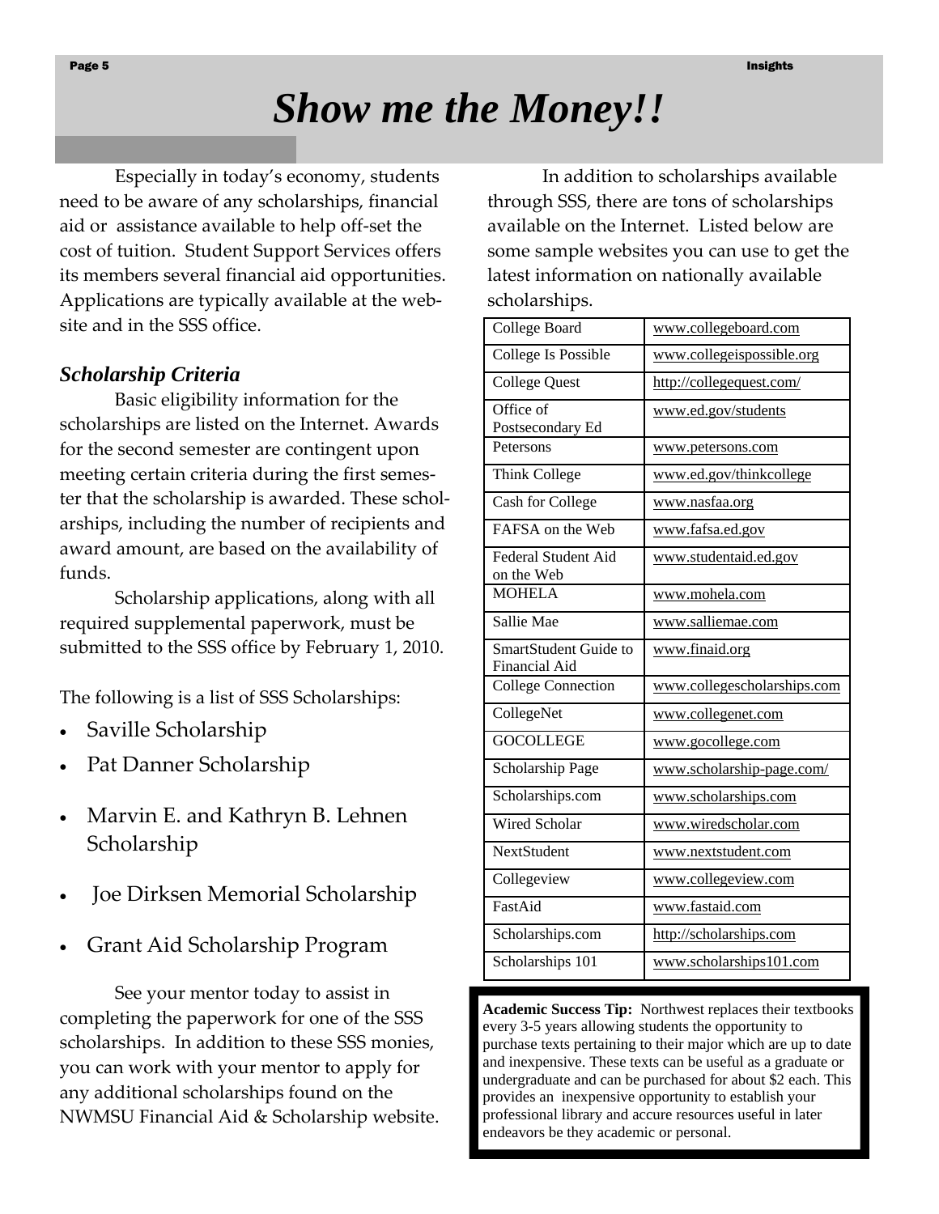# Show me the Money!!

Especially in today's economy, students need to be aware of any scholarships, financial aid or assistance available to help off-set the cost of tuition. Student Support Services offers its members several financial aid opportunities. Applications are typically available at the website and in the SSS office.

### *Scholarship Criteria*

Basic eligibility information for the scholarships are listed on the Internet. Awards for the second semester are contingent upon meeting certain criteria during the first semester that the scholarship is awarded. These scholarships, including the number of recipients and award amount, are based on the availability of funds.

Scholarship applications, along with all required supplemental paperwork, must be submitted to the SSS office by February 1, 2010.

The following is a list of SSS Scholarships:

- Saville Scholarship
- Pat Danner Scholarship
- Marvin E. and Kathryn B. Lehnen Scholarship
- Joe Dirksen Memorial Scholarship
- Grant Aid Scholarship Program

See your mentor today to assist in completing the paperwork for one of the SSS scholarships. In addition to these SSS monies, you can work with your mentor to apply for any additional scholarships found on the NWMSU Financial Aid & Scholarship website.

In addition to scholarships available through SSS, there are tons of scholarships available on the Internet. Listed below are some sample websites you can use to get the latest information on nationally available scholarships.

| | |
|---|---|
| College Board | www.collegeboard.com |
| College Is Possible | www.collegeispossible.org |
| College Quest | http://collegequest.com/ |
| Office of Postsecondary Ed | www.ed.gov/students |
| Petersons | www.petersons.com |
| Think College | www.ed.gov/thinkcollege |
| Cash for College | www.nasfaa.org |
| FAFSA on the Web | www.fafsa.ed.gov |
| Federal Student Aid on the Web | www.studentaid.ed.gov |
| MOHELA | www.mohela.com |
| Sallie Mae | www.salliemae.com |
| SmartStudent Guide to Financial Aid | www.finaid.org |
| College Connection | www.collegescholarships.com |
| CollegeNet | www.collegenet.com |
| GOCOLLEGE | www.gocollege.com |
| Scholarship Page | www.scholarship-page.com/ |
| Scholarships.com | www.scholarships.com |
| Wired Scholar | www.wiredscholar.com |
| NextStudent | www.nextstudent.com |
| Collegeview | www.collegeview.com |
| FastAid | www.fastaid.com |
| Scholarships.com | http://scholarships.com |
| Scholarships 101 | www.scholarships101.com |

**Academic Success Tip:** Northwest replaces their textbooks every 3-5 years allowing students the opportunity to purchase texts pertaining to their major which are up to date and inexpensive. These texts can be useful as a graduate or undergraduate and can be purchased for about $2 each. This provides an inexpensive opportunity to establish your professional library and accure resources useful in later endeavors be they academic or personal.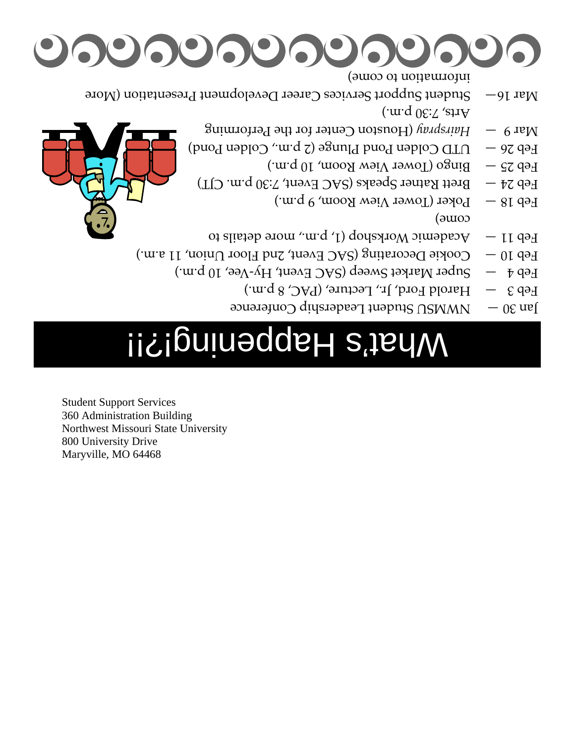# What's Happening!?!!

- Jan 30 — NWMSU Student Leadership Conference
- Feb 3 — Harold Ford, Jr., Lecture, (PAC, 8 p.m.)
- Feb 4 — Super Market Sweep (SAC Event, Hy-Vee, 10 p.m.)
- Feb 10 — Cookie Decorating (SAC Event, 2nd Floor Union, 11 a.m.)
- Feb 11 — Academic Workshop (1, p.m., more details to come)
- Feb 18 — Poker (Tower View Room, 9 p.m.)
- Feb 24 — Brett Ratner Speaks (SAC Event, 7:30 p.m. CJT)
- Feb 25 — Bingo (Tower View Room, 10 p.m.)
- Feb 26 — UTD Golden Pond Plunge (2 p.m., Golden Pond)
- Mar 9 — *Hairspray* (Houston Center for the Performing Arts, 7:30 p.m.)
- Mar 16 — Student Support Services Career Development Presentation (More information to come)

Student Support Services
360 Administration Building
Northwest Missouri State University
800 University Drive
Maryville, MO 64468